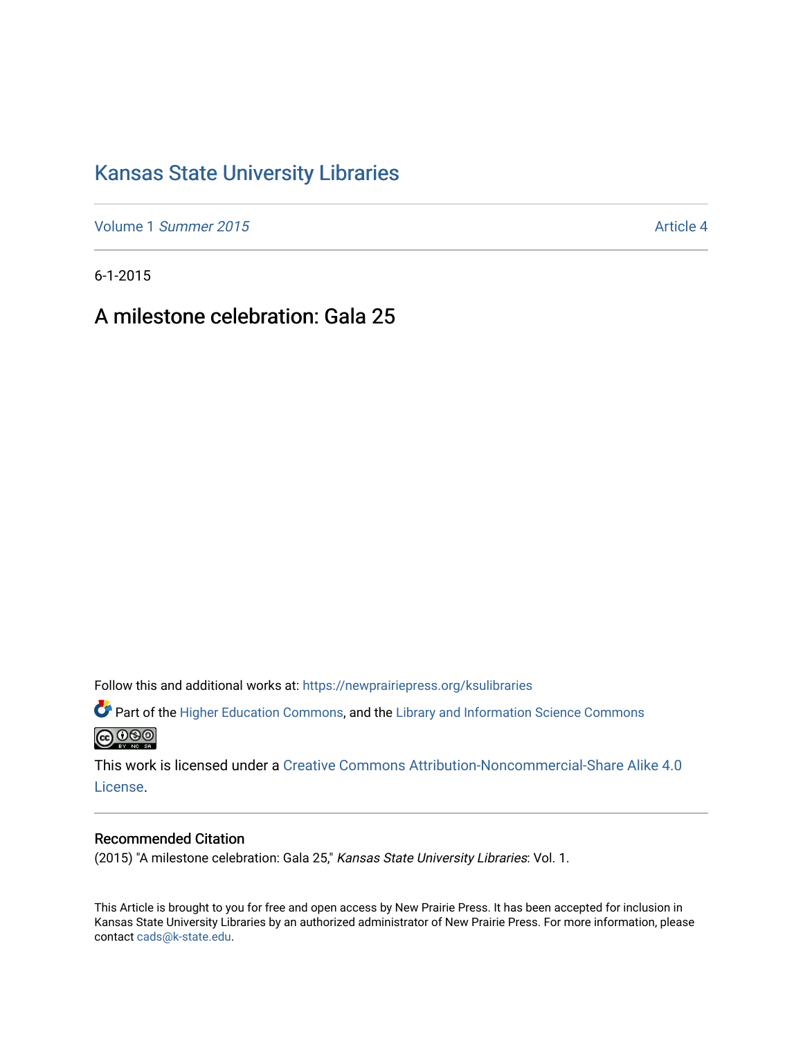# Kansas State University Libraries

Volume 1 *Summer 2015* Article 4

6-1-2015

## A milestone celebration: Gala 25

Follow this and additional works at: https://newprairiepress.org/ksulibraries

Part of the Higher Education Commons, and the Library and Information Science Commons

This work is licensed under a Creative Commons Attribution-Noncommercial-Share Alike 4.0 License.

### Recommended Citation

(2015) "A milestone celebration: Gala 25," *Kansas State University Libraries*: Vol. 1.

This Article is brought to you for free and open access by New Prairie Press. It has been accepted for inclusion in Kansas State University Libraries by an authorized administrator of New Prairie Press. For more information, please contact cads@k-state.edu.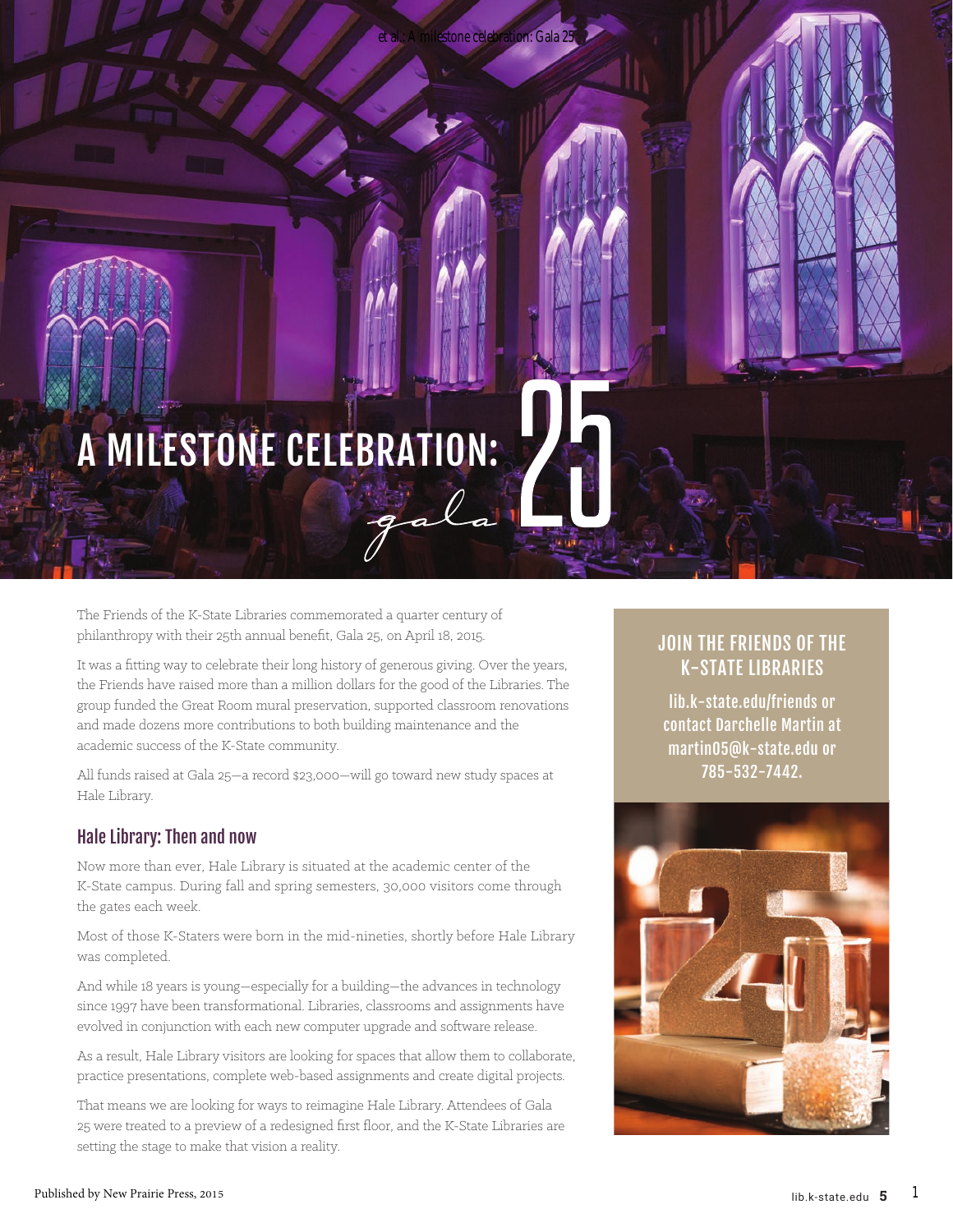# A MILESTONE CELEBRATION: *gala* 25

The Friends of the K-State Libraries commemorated a quarter century of philanthropy with their 25th annual benefit, Gala 25, on April 18, 2015.

It was a fitting way to celebrate their long history of generous giving. Over the years, the Friends have raised more than a million dollars for the good of the Libraries. The group funded the Great Room mural preservation, supported classroom renovations and made dozens more contributions to both building maintenance and the academic success of the K-State community.

All funds raised at Gala 25—a record $23,000—will go toward new study spaces at Hale Library.

## Hale Library: Then and now

Now more than ever, Hale Library is situated at the academic center of the K-State campus. During fall and spring semesters, 30,000 visitors come through the gates each week.

Most of those K-Staters were born in the mid-nineties, shortly before Hale Library was completed.

And while 18 years is young—especially for a building—the advances in technology since 1997 have been transformational. Libraries, classrooms and assignments have evolved in conjunction with each new computer upgrade and software release.

As a result, Hale Library visitors are looking for spaces that allow them to collaborate, practice presentations, complete web-based assignments and create digital projects.

That means we are looking for ways to reimagine Hale Library. Attendees of Gala 25 were treated to a preview of a redesigned first floor, and the K-State Libraries are setting the stage to make that vision a reality.

## JOIN THE FRIENDS OF THE K-STATE LIBRARIES

**lib.k-state.edu/friends or contact Darchelle Martin at martin05@k-state.edu or 785-532-7442.**

Published by New Prairie Press, 2015